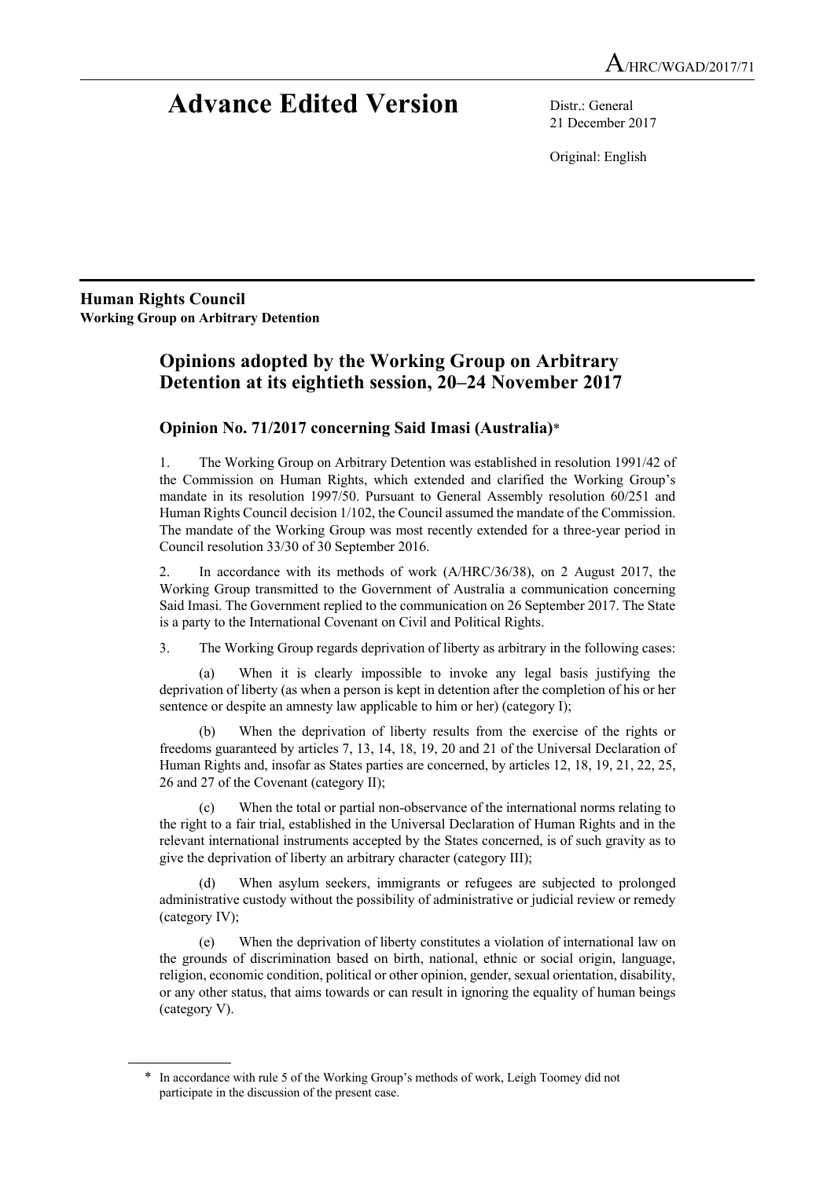A/HRC/WGAD/2017/71

# Advance Edited Version

Distr.: General
21 December 2017

Original: English

**Human Rights Council**
**Working Group on Arbitrary Detention**

## Opinions adopted by the Working Group on Arbitrary Detention at its eightieth session, 20–24 November 2017

### Opinion No. 71/2017 concerning Said Imasi (Australia)*

1. The Working Group on Arbitrary Detention was established in resolution 1991/42 of the Commission on Human Rights, which extended and clarified the Working Group's mandate in its resolution 1997/50. Pursuant to General Assembly resolution 60/251 and Human Rights Council decision 1/102, the Council assumed the mandate of the Commission. The mandate of the Working Group was most recently extended for a three-year period in Council resolution 33/30 of 30 September 2016.

2. In accordance with its methods of work (A/HRC/36/38), on 2 August 2017, the Working Group transmitted to the Government of Australia a communication concerning Said Imasi. The Government replied to the communication on 26 September 2017. The State is a party to the International Covenant on Civil and Political Rights.

3. The Working Group regards deprivation of liberty as arbitrary in the following cases:

(a) When it is clearly impossible to invoke any legal basis justifying the deprivation of liberty (as when a person is kept in detention after the completion of his or her sentence or despite an amnesty law applicable to him or her) (category I);

(b) When the deprivation of liberty results from the exercise of the rights or freedoms guaranteed by articles 7, 13, 14, 18, 19, 20 and 21 of the Universal Declaration of Human Rights and, insofar as States parties are concerned, by articles 12, 18, 19, 21, 22, 25, 26 and 27 of the Covenant (category II);

(c) When the total or partial non-observance of the international norms relating to the right to a fair trial, established in the Universal Declaration of Human Rights and in the relevant international instruments accepted by the States concerned, is of such gravity as to give the deprivation of liberty an arbitrary character (category III);

(d) When asylum seekers, immigrants or refugees are subjected to prolonged administrative custody without the possibility of administrative or judicial review or remedy (category IV);

(e) When the deprivation of liberty constitutes a violation of international law on the grounds of discrimination based on birth, national, ethnic or social origin, language, religion, economic condition, political or other opinion, gender, sexual orientation, disability, or any other status, that aims towards or can result in ignoring the equality of human beings (category V).

---

\* In accordance with rule 5 of the Working Group's methods of work, Leigh Toomey did not participate in the discussion of the present case.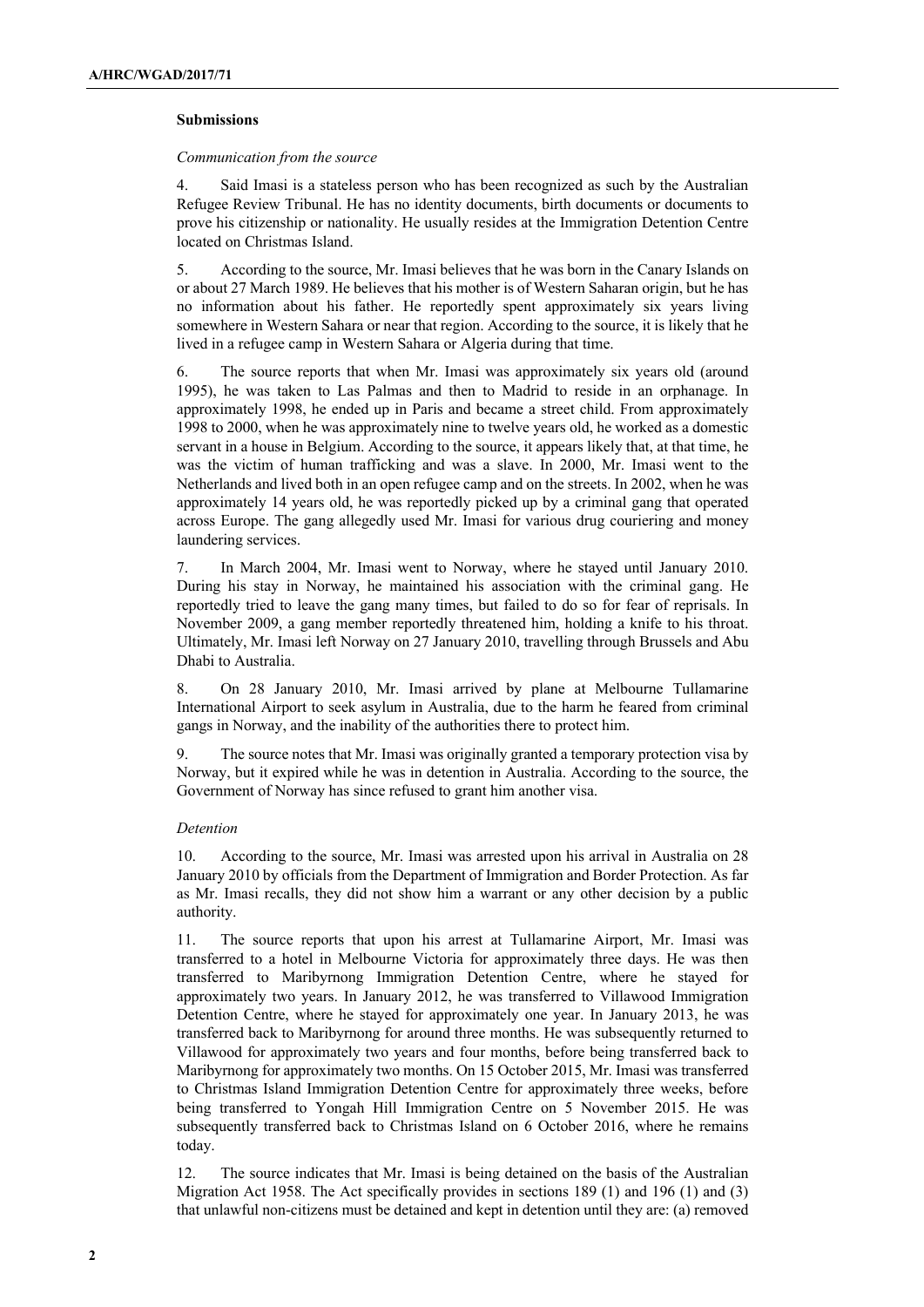### Submissions

*Communication from the source*

4. Said Imasi is a stateless person who has been recognized as such by the Australian Refugee Review Tribunal. He has no identity documents, birth documents or documents to prove his citizenship or nationality. He usually resides at the Immigration Detention Centre located on Christmas Island.

5. According to the source, Mr. Imasi believes that he was born in the Canary Islands on or about 27 March 1989. He believes that his mother is of Western Saharan origin, but he has no information about his father. He reportedly spent approximately six years living somewhere in Western Sahara or near that region. According to the source, it is likely that he lived in a refugee camp in Western Sahara or Algeria during that time.

6. The source reports that when Mr. Imasi was approximately six years old (around 1995), he was taken to Las Palmas and then to Madrid to reside in an orphanage. In approximately 1998, he ended up in Paris and became a street child. From approximately 1998 to 2000, when he was approximately nine to twelve years old, he worked as a domestic servant in a house in Belgium. According to the source, it appears likely that, at that time, he was the victim of human trafficking and was a slave. In 2000, Mr. Imasi went to the Netherlands and lived both in an open refugee camp and on the streets. In 2002, when he was approximately 14 years old, he was reportedly picked up by a criminal gang that operated across Europe. The gang allegedly used Mr. Imasi for various drug couriering and money laundering services.

7. In March 2004, Mr. Imasi went to Norway, where he stayed until January 2010. During his stay in Norway, he maintained his association with the criminal gang. He reportedly tried to leave the gang many times, but failed to do so for fear of reprisals. In November 2009, a gang member reportedly threatened him, holding a knife to his throat. Ultimately, Mr. Imasi left Norway on 27 January 2010, travelling through Brussels and Abu Dhabi to Australia.

8. On 28 January 2010, Mr. Imasi arrived by plane at Melbourne Tullamarine International Airport to seek asylum in Australia, due to the harm he feared from criminal gangs in Norway, and the inability of the authorities there to protect him.

9. The source notes that Mr. Imasi was originally granted a temporary protection visa by Norway, but it expired while he was in detention in Australia. According to the source, the Government of Norway has since refused to grant him another visa.

*Detention*

10. According to the source, Mr. Imasi was arrested upon his arrival in Australia on 28 January 2010 by officials from the Department of Immigration and Border Protection. As far as Mr. Imasi recalls, they did not show him a warrant or any other decision by a public authority.

11. The source reports that upon his arrest at Tullamarine Airport, Mr. Imasi was transferred to a hotel in Melbourne Victoria for approximately three days. He was then transferred to Maribyrnong Immigration Detention Centre, where he stayed for approximately two years. In January 2012, he was transferred to Villawood Immigration Detention Centre, where he stayed for approximately one year. In January 2013, he was transferred back to Maribyrnong for around three months. He was subsequently returned to Villawood for approximately two years and four months, before being transferred back to Maribyrnong for approximately two months. On 15 October 2015, Mr. Imasi was transferred to Christmas Island Immigration Detention Centre for approximately three weeks, before being transferred to Yongah Hill Immigration Centre on 5 November 2015. He was subsequently transferred back to Christmas Island on 6 October 2016, where he remains today.

12. The source indicates that Mr. Imasi is being detained on the basis of the Australian Migration Act 1958. The Act specifically provides in sections 189 (1) and 196 (1) and (3) that unlawful non-citizens must be detained and kept in detention until they are: (a) removed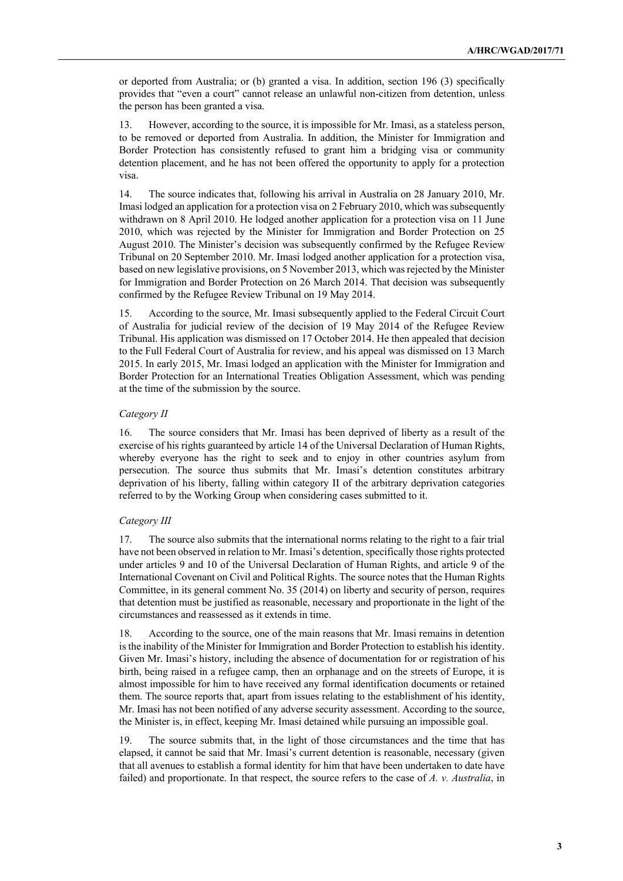or deported from Australia; or (b) granted a visa. In addition, section 196 (3) specifically provides that "even a court" cannot release an unlawful non-citizen from detention, unless the person has been granted a visa.

13. However, according to the source, it is impossible for Mr. Imasi, as a stateless person, to be removed or deported from Australia. In addition, the Minister for Immigration and Border Protection has consistently refused to grant him a bridging visa or community detention placement, and he has not been offered the opportunity to apply for a protection visa.

14. The source indicates that, following his arrival in Australia on 28 January 2010, Mr. Imasi lodged an application for a protection visa on 2 February 2010, which was subsequently withdrawn on 8 April 2010. He lodged another application for a protection visa on 11 June 2010, which was rejected by the Minister for Immigration and Border Protection on 25 August 2010. The Minister's decision was subsequently confirmed by the Refugee Review Tribunal on 20 September 2010. Mr. Imasi lodged another application for a protection visa, based on new legislative provisions, on 5 November 2013, which was rejected by the Minister for Immigration and Border Protection on 26 March 2014. That decision was subsequently confirmed by the Refugee Review Tribunal on 19 May 2014.

15. According to the source, Mr. Imasi subsequently applied to the Federal Circuit Court of Australia for judicial review of the decision of 19 May 2014 of the Refugee Review Tribunal. His application was dismissed on 17 October 2014. He then appealed that decision to the Full Federal Court of Australia for review, and his appeal was dismissed on 13 March 2015. In early 2015, Mr. Imasi lodged an application with the Minister for Immigration and Border Protection for an International Treaties Obligation Assessment, which was pending at the time of the submission by the source.

*Category II*

16. The source considers that Mr. Imasi has been deprived of liberty as a result of the exercise of his rights guaranteed by article 14 of the Universal Declaration of Human Rights, whereby everyone has the right to seek and to enjoy in other countries asylum from persecution. The source thus submits that Mr. Imasi's detention constitutes arbitrary deprivation of his liberty, falling within category II of the arbitrary deprivation categories referred to by the Working Group when considering cases submitted to it.

*Category III*

17. The source also submits that the international norms relating to the right to a fair trial have not been observed in relation to Mr. Imasi's detention, specifically those rights protected under articles 9 and 10 of the Universal Declaration of Human Rights, and article 9 of the International Covenant on Civil and Political Rights. The source notes that the Human Rights Committee, in its general comment No. 35 (2014) on liberty and security of person, requires that detention must be justified as reasonable, necessary and proportionate in the light of the circumstances and reassessed as it extends in time.

18. According to the source, one of the main reasons that Mr. Imasi remains in detention is the inability of the Minister for Immigration and Border Protection to establish his identity. Given Mr. Imasi's history, including the absence of documentation for or registration of his birth, being raised in a refugee camp, then an orphanage and on the streets of Europe, it is almost impossible for him to have received any formal identification documents or retained them. The source reports that, apart from issues relating to the establishment of his identity, Mr. Imasi has not been notified of any adverse security assessment. According to the source, the Minister is, in effect, keeping Mr. Imasi detained while pursuing an impossible goal.

19. The source submits that, in the light of those circumstances and the time that has elapsed, it cannot be said that Mr. Imasi's current detention is reasonable, necessary (given that all avenues to establish a formal identity for him that have been undertaken to date have failed) and proportionate. In that respect, the source refers to the case of *A. v. Australia*, in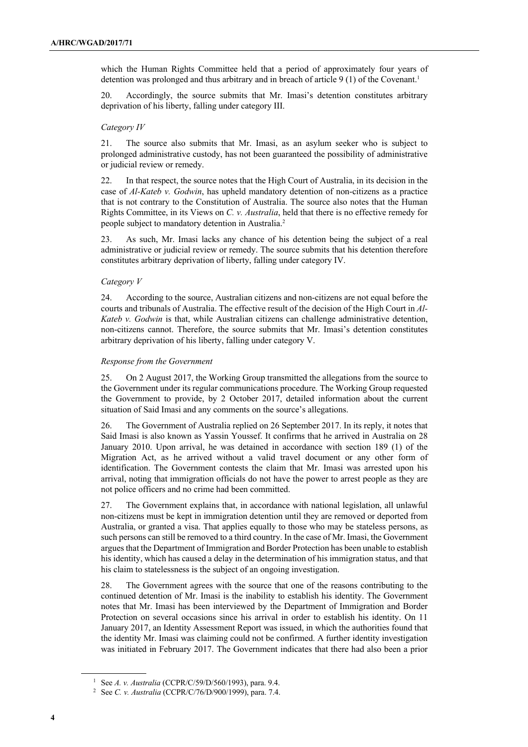which the Human Rights Committee held that a period of approximately four years of detention was prolonged and thus arbitrary and in breach of article 9 (1) of the Covenant.[1]

20. Accordingly, the source submits that Mr. Imasi's detention constitutes arbitrary deprivation of his liberty, falling under category III.

*Category IV*

21. The source also submits that Mr. Imasi, as an asylum seeker who is subject to prolonged administrative custody, has not been guaranteed the possibility of administrative or judicial review or remedy.

22. In that respect, the source notes that the High Court of Australia, in its decision in the case of *Al-Kateb v. Godwin*, has upheld mandatory detention of non-citizens as a practice that is not contrary to the Constitution of Australia. The source also notes that the Human Rights Committee, in its Views on *C. v. Australia*, held that there is no effective remedy for people subject to mandatory detention in Australia.[2]

23. As such, Mr. Imasi lacks any chance of his detention being the subject of a real administrative or judicial review or remedy. The source submits that his detention therefore constitutes arbitrary deprivation of liberty, falling under category IV.

*Category V*

24. According to the source, Australian citizens and non-citizens are not equal before the courts and tribunals of Australia. The effective result of the decision of the High Court in *Al-Kateb v. Godwin* is that, while Australian citizens can challenge administrative detention, non-citizens cannot. Therefore, the source submits that Mr. Imasi's detention constitutes arbitrary deprivation of his liberty, falling under category V.

*Response from the Government*

25. On 2 August 2017, the Working Group transmitted the allegations from the source to the Government under its regular communications procedure. The Working Group requested the Government to provide, by 2 October 2017, detailed information about the current situation of Said Imasi and any comments on the source's allegations.

26. The Government of Australia replied on 26 September 2017. In its reply, it notes that Said Imasi is also known as Yassin Youssef. It confirms that he arrived in Australia on 28 January 2010. Upon arrival, he was detained in accordance with section 189 (1) of the Migration Act, as he arrived without a valid travel document or any other form of identification. The Government contests the claim that Mr. Imasi was arrested upon his arrival, noting that immigration officials do not have the power to arrest people as they are not police officers and no crime had been committed.

27. The Government explains that, in accordance with national legislation, all unlawful non-citizens must be kept in immigration detention until they are removed or deported from Australia, or granted a visa. That applies equally to those who may be stateless persons, as such persons can still be removed to a third country. In the case of Mr. Imasi, the Government argues that the Department of Immigration and Border Protection has been unable to establish his identity, which has caused a delay in the determination of his immigration status, and that his claim to statelessness is the subject of an ongoing investigation.

28. The Government agrees with the source that one of the reasons contributing to the continued detention of Mr. Imasi is the inability to establish his identity. The Government notes that Mr. Imasi has been interviewed by the Department of Immigration and Border Protection on several occasions since his arrival in order to establish his identity. On 11 January 2017, an Identity Assessment Report was issued, in which the authorities found that the identity Mr. Imasi was claiming could not be confirmed. A further identity investigation was initiated in February 2017. The Government indicates that there had also been a prior

[1] See *A. v. Australia* (CCPR/C/59/D/560/1993), para. 9.4.

[2] See *C. v. Australia* (CCPR/C/76/D/900/1999), para. 7.4.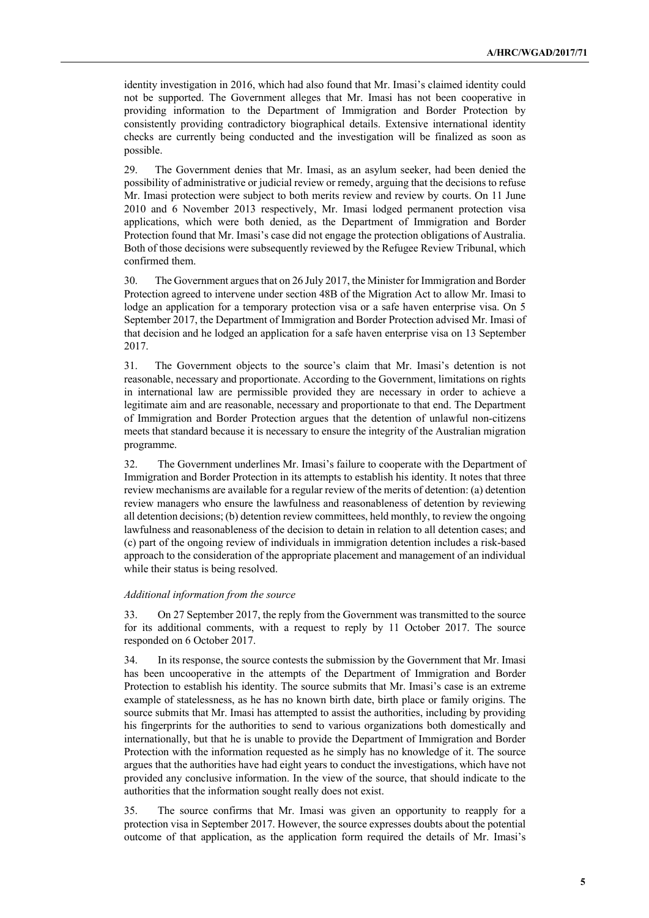identity investigation in 2016, which had also found that Mr. Imasi's claimed identity could not be supported. The Government alleges that Mr. Imasi has not been cooperative in providing information to the Department of Immigration and Border Protection by consistently providing contradictory biographical details. Extensive international identity checks are currently being conducted and the investigation will be finalized as soon as possible.

29. The Government denies that Mr. Imasi, as an asylum seeker, had been denied the possibility of administrative or judicial review or remedy, arguing that the decisions to refuse Mr. Imasi protection were subject to both merits review and review by courts. On 11 June 2010 and 6 November 2013 respectively, Mr. Imasi lodged permanent protection visa applications, which were both denied, as the Department of Immigration and Border Protection found that Mr. Imasi's case did not engage the protection obligations of Australia. Both of those decisions were subsequently reviewed by the Refugee Review Tribunal, which confirmed them.

30. The Government argues that on 26 July 2017, the Minister for Immigration and Border Protection agreed to intervene under section 48B of the Migration Act to allow Mr. Imasi to lodge an application for a temporary protection visa or a safe haven enterprise visa. On 5 September 2017, the Department of Immigration and Border Protection advised Mr. Imasi of that decision and he lodged an application for a safe haven enterprise visa on 13 September 2017.

31. The Government objects to the source's claim that Mr. Imasi's detention is not reasonable, necessary and proportionate. According to the Government, limitations on rights in international law are permissible provided they are necessary in order to achieve a legitimate aim and are reasonable, necessary and proportionate to that end. The Department of Immigration and Border Protection argues that the detention of unlawful non-citizens meets that standard because it is necessary to ensure the integrity of the Australian migration programme.

32. The Government underlines Mr. Imasi's failure to cooperate with the Department of Immigration and Border Protection in its attempts to establish his identity. It notes that three review mechanisms are available for a regular review of the merits of detention: (a) detention review managers who ensure the lawfulness and reasonableness of detention by reviewing all detention decisions; (b) detention review committees, held monthly, to review the ongoing lawfulness and reasonableness of the decision to detain in relation to all detention cases; and (c) part of the ongoing review of individuals in immigration detention includes a risk-based approach to the consideration of the appropriate placement and management of an individual while their status is being resolved.

*Additional information from the source*

33. On 27 September 2017, the reply from the Government was transmitted to the source for its additional comments, with a request to reply by 11 October 2017. The source responded on 6 October 2017.

34. In its response, the source contests the submission by the Government that Mr. Imasi has been uncooperative in the attempts of the Department of Immigration and Border Protection to establish his identity. The source submits that Mr. Imasi's case is an extreme example of statelessness, as he has no known birth date, birth place or family origins. The source submits that Mr. Imasi has attempted to assist the authorities, including by providing his fingerprints for the authorities to send to various organizations both domestically and internationally, but that he is unable to provide the Department of Immigration and Border Protection with the information requested as he simply has no knowledge of it. The source argues that the authorities have had eight years to conduct the investigations, which have not provided any conclusive information. In the view of the source, that should indicate to the authorities that the information sought really does not exist.

35. The source confirms that Mr. Imasi was given an opportunity to reapply for a protection visa in September 2017. However, the source expresses doubts about the potential outcome of that application, as the application form required the details of Mr. Imasi's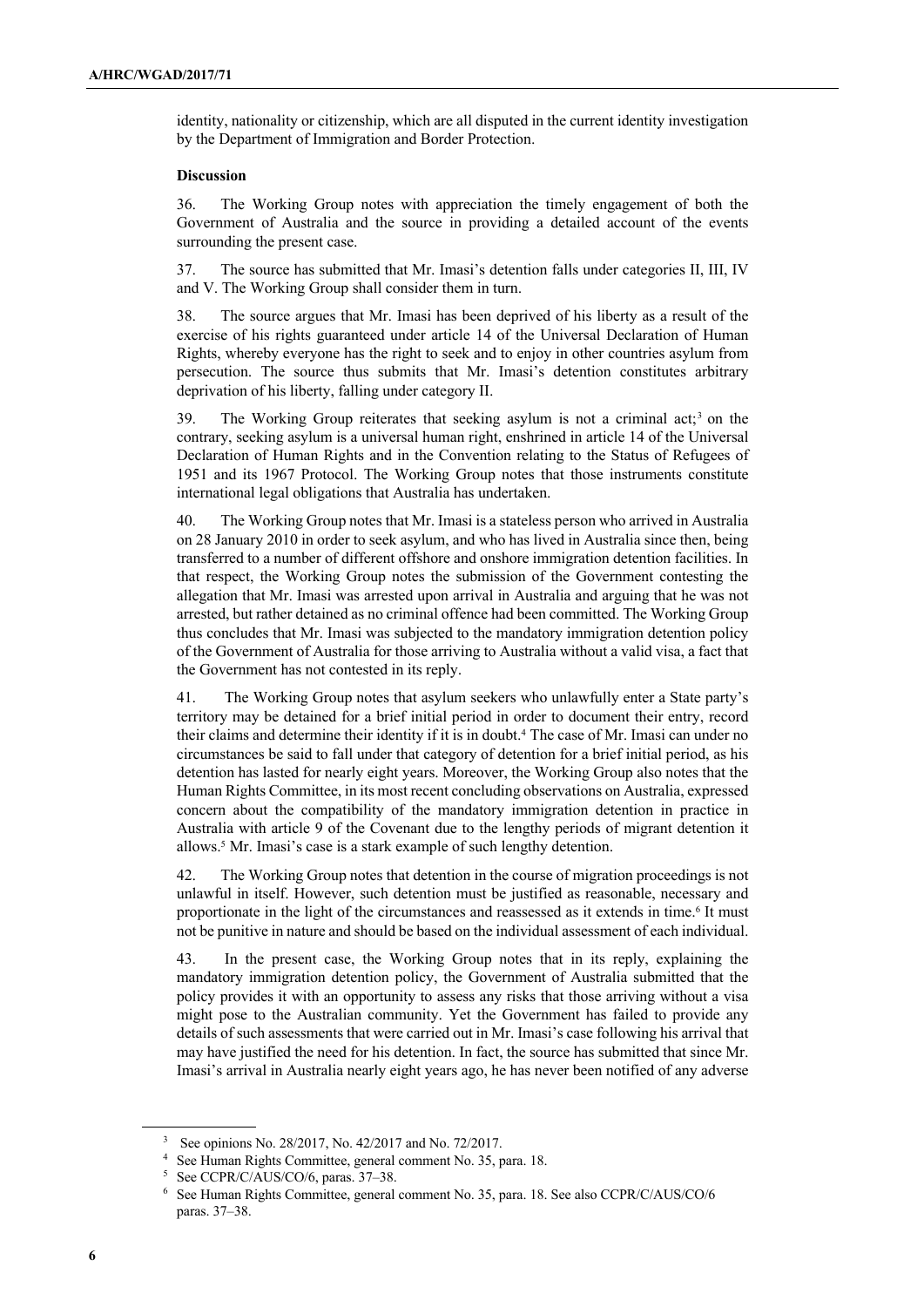identity, nationality or citizenship, which are all disputed in the current identity investigation by the Department of Immigration and Border Protection.

**Discussion**

36. The Working Group notes with appreciation the timely engagement of both the Government of Australia and the source in providing a detailed account of the events surrounding the present case.

37. The source has submitted that Mr. Imasi's detention falls under categories II, III, IV and V. The Working Group shall consider them in turn.

38. The source argues that Mr. Imasi has been deprived of his liberty as a result of the exercise of his rights guaranteed under article 14 of the Universal Declaration of Human Rights, whereby everyone has the right to seek and to enjoy in other countries asylum from persecution. The source thus submits that Mr. Imasi's detention constitutes arbitrary deprivation of his liberty, falling under category II.

39. The Working Group reiterates that seeking asylum is not a criminal act;[3] on the contrary, seeking asylum is a universal human right, enshrined in article 14 of the Universal Declaration of Human Rights and in the Convention relating to the Status of Refugees of 1951 and its 1967 Protocol. The Working Group notes that those instruments constitute international legal obligations that Australia has undertaken.

40. The Working Group notes that Mr. Imasi is a stateless person who arrived in Australia on 28 January 2010 in order to seek asylum, and who has lived in Australia since then, being transferred to a number of different offshore and onshore immigration detention facilities. In that respect, the Working Group notes the submission of the Government contesting the allegation that Mr. Imasi was arrested upon arrival in Australia and arguing that he was not arrested, but rather detained as no criminal offence had been committed. The Working Group thus concludes that Mr. Imasi was subjected to the mandatory immigration detention policy of the Government of Australia for those arriving to Australia without a valid visa, a fact that the Government has not contested in its reply.

41. The Working Group notes that asylum seekers who unlawfully enter a State party's territory may be detained for a brief initial period in order to document their entry, record their claims and determine their identity if it is in doubt.[4] The case of Mr. Imasi can under no circumstances be said to fall under that category of detention for a brief initial period, as his detention has lasted for nearly eight years. Moreover, the Working Group also notes that the Human Rights Committee, in its most recent concluding observations on Australia, expressed concern about the compatibility of the mandatory immigration detention in practice in Australia with article 9 of the Covenant due to the lengthy periods of migrant detention it allows.[5] Mr. Imasi's case is a stark example of such lengthy detention.

42. The Working Group notes that detention in the course of migration proceedings is not unlawful in itself. However, such detention must be justified as reasonable, necessary and proportionate in the light of the circumstances and reassessed as it extends in time.[6] It must not be punitive in nature and should be based on the individual assessment of each individual.

43. In the present case, the Working Group notes that in its reply, explaining the mandatory immigration detention policy, the Government of Australia submitted that the policy provides it with an opportunity to assess any risks that those arriving without a visa might pose to the Australian community. Yet the Government has failed to provide any details of such assessments that were carried out in Mr. Imasi's case following his arrival that may have justified the need for his detention. In fact, the source has submitted that since Mr. Imasi's arrival in Australia nearly eight years ago, he has never been notified of any adverse

---

[3] See opinions No. 28/2017, No. 42/2017 and No. 72/2017.

[4] See Human Rights Committee, general comment No. 35, para. 18.

[5] See CCPR/C/AUS/CO/6, paras. 37–38.

[6] See Human Rights Committee, general comment No. 35, para. 18. See also CCPR/C/AUS/CO/6 paras. 37–38.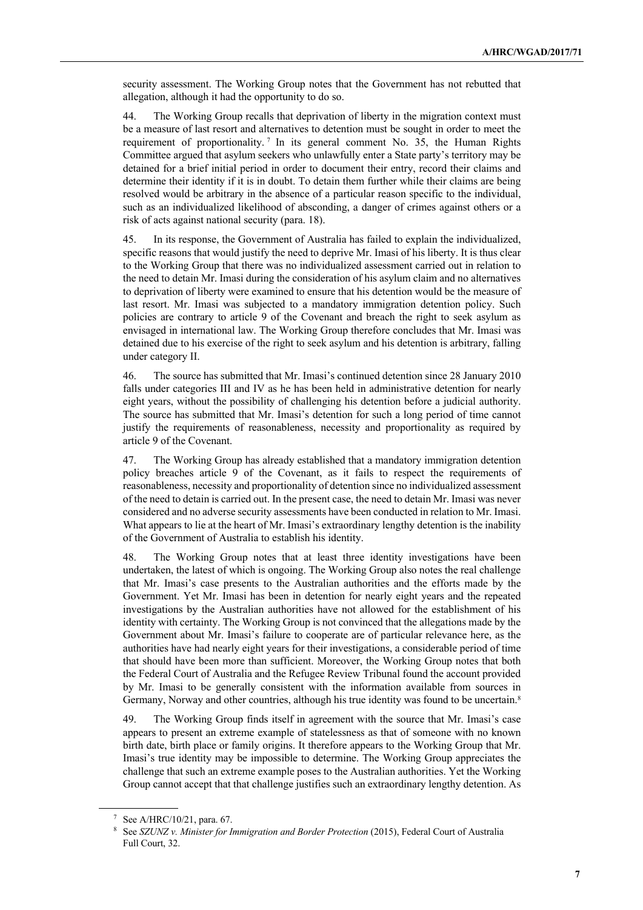security assessment. The Working Group notes that the Government has not rebutted that allegation, although it had the opportunity to do so.

44. The Working Group recalls that deprivation of liberty in the migration context must be a measure of last resort and alternatives to detention must be sought in order to meet the requirement of proportionality.[7] In its general comment No. 35, the Human Rights Committee argued that asylum seekers who unlawfully enter a State party's territory may be detained for a brief initial period in order to document their entry, record their claims and determine their identity if it is in doubt. To detain them further while their claims are being resolved would be arbitrary in the absence of a particular reason specific to the individual, such as an individualized likelihood of absconding, a danger of crimes against others or a risk of acts against national security (para. 18).

45. In its response, the Government of Australia has failed to explain the individualized, specific reasons that would justify the need to deprive Mr. Imasi of his liberty. It is thus clear to the Working Group that there was no individualized assessment carried out in relation to the need to detain Mr. Imasi during the consideration of his asylum claim and no alternatives to deprivation of liberty were examined to ensure that his detention would be the measure of last resort. Mr. Imasi was subjected to a mandatory immigration detention policy. Such policies are contrary to article 9 of the Covenant and breach the right to seek asylum as envisaged in international law. The Working Group therefore concludes that Mr. Imasi was detained due to his exercise of the right to seek asylum and his detention is arbitrary, falling under category II.

46. The source has submitted that Mr. Imasi's continued detention since 28 January 2010 falls under categories III and IV as he has been held in administrative detention for nearly eight years, without the possibility of challenging his detention before a judicial authority. The source has submitted that Mr. Imasi's detention for such a long period of time cannot justify the requirements of reasonableness, necessity and proportionality as required by article 9 of the Covenant.

47. The Working Group has already established that a mandatory immigration detention policy breaches article 9 of the Covenant, as it fails to respect the requirements of reasonableness, necessity and proportionality of detention since no individualized assessment of the need to detain is carried out. In the present case, the need to detain Mr. Imasi was never considered and no adverse security assessments have been conducted in relation to Mr. Imasi. What appears to lie at the heart of Mr. Imasi's extraordinary lengthy detention is the inability of the Government of Australia to establish his identity.

48. The Working Group notes that at least three identity investigations have been undertaken, the latest of which is ongoing. The Working Group also notes the real challenge that Mr. Imasi's case presents to the Australian authorities and the efforts made by the Government. Yet Mr. Imasi has been in detention for nearly eight years and the repeated investigations by the Australian authorities have not allowed for the establishment of his identity with certainty. The Working Group is not convinced that the allegations made by the Government about Mr. Imasi's failure to cooperate are of particular relevance here, as the authorities have had nearly eight years for their investigations, a considerable period of time that should have been more than sufficient. Moreover, the Working Group notes that both the Federal Court of Australia and the Refugee Review Tribunal found the account provided by Mr. Imasi to be generally consistent with the information available from sources in Germany, Norway and other countries, although his true identity was found to be uncertain.[8]

49. The Working Group finds itself in agreement with the source that Mr. Imasi's case appears to present an extreme example of statelessness as that of someone with no known birth date, birth place or family origins. It therefore appears to the Working Group that Mr. Imasi's true identity may be impossible to determine. The Working Group appreciates the challenge that such an extreme example poses to the Australian authorities. Yet the Working Group cannot accept that that challenge justifies such an extraordinary lengthy detention. As

---

[7] See A/HRC/10/21, para. 67.

[8] See *SZUNZ v. Minister for Immigration and Border Protection* (2015), Federal Court of Australia Full Court, 32.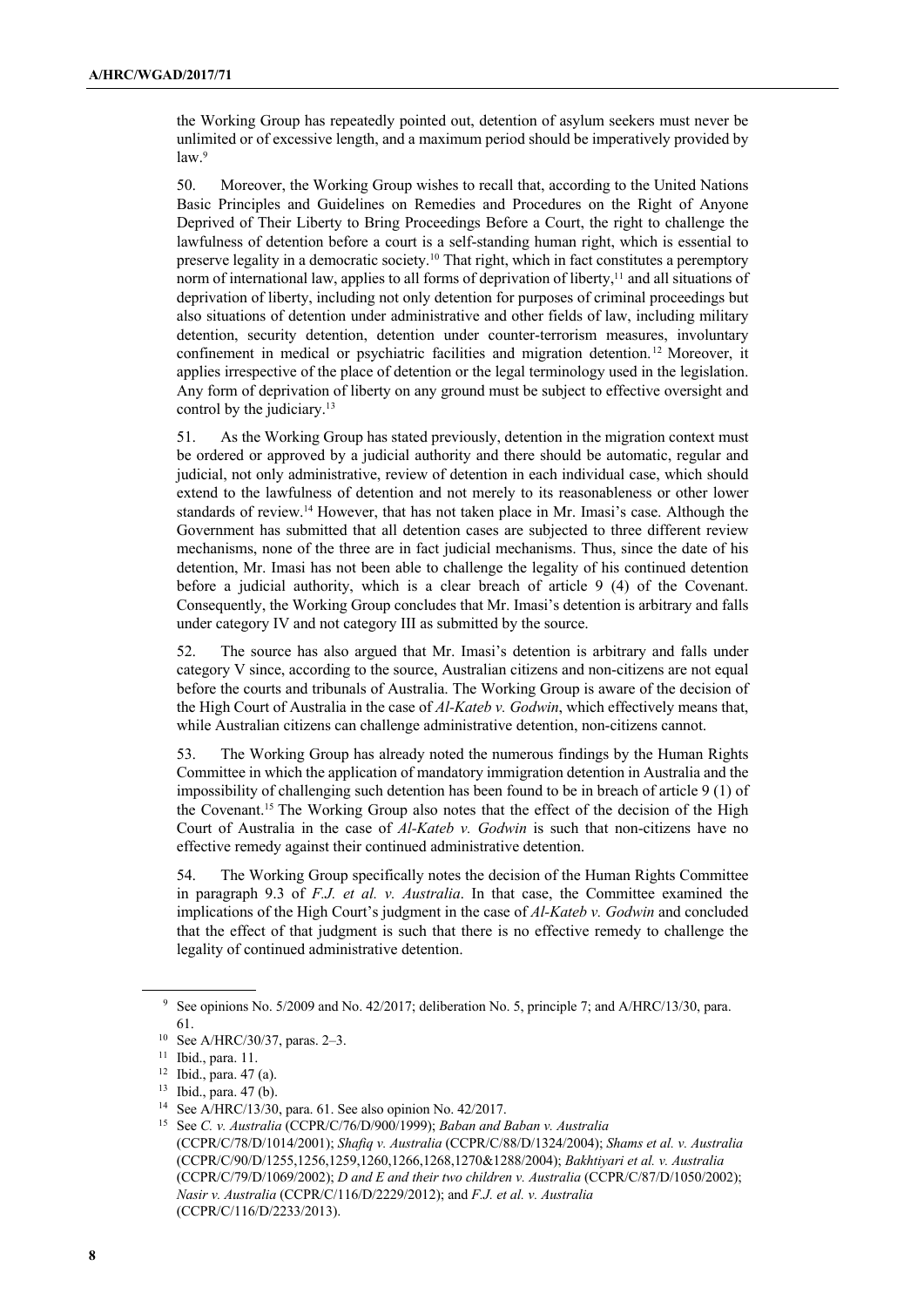the Working Group has repeatedly pointed out, detention of asylum seekers must never be unlimited or of excessive length, and a maximum period should be imperatively provided by law.[9]

50. Moreover, the Working Group wishes to recall that, according to the United Nations Basic Principles and Guidelines on Remedies and Procedures on the Right of Anyone Deprived of Their Liberty to Bring Proceedings Before a Court, the right to challenge the lawfulness of detention before a court is a self-standing human right, which is essential to preserve legality in a democratic society.[10] That right, which in fact constitutes a peremptory norm of international law, applies to all forms of deprivation of liberty,[11] and all situations of deprivation of liberty, including not only detention for purposes of criminal proceedings but also situations of detention under administrative and other fields of law, including military detention, security detention, detention under counter-terrorism measures, involuntary confinement in medical or psychiatric facilities and migration detention.[12] Moreover, it applies irrespective of the place of detention or the legal terminology used in the legislation. Any form of deprivation of liberty on any ground must be subject to effective oversight and control by the judiciary.[13]

51. As the Working Group has stated previously, detention in the migration context must be ordered or approved by a judicial authority and there should be automatic, regular and judicial, not only administrative, review of detention in each individual case, which should extend to the lawfulness of detention and not merely to its reasonableness or other lower standards of review.[14] However, that has not taken place in Mr. Imasi's case. Although the Government has submitted that all detention cases are subjected to three different review mechanisms, none of the three are in fact judicial mechanisms. Thus, since the date of his detention, Mr. Imasi has not been able to challenge the legality of his continued detention before a judicial authority, which is a clear breach of article 9 (4) of the Covenant. Consequently, the Working Group concludes that Mr. Imasi's detention is arbitrary and falls under category IV and not category III as submitted by the source.

52. The source has also argued that Mr. Imasi's detention is arbitrary and falls under category V since, according to the source, Australian citizens and non-citizens are not equal before the courts and tribunals of Australia. The Working Group is aware of the decision of the High Court of Australia in the case of *Al-Kateb v. Godwin*, which effectively means that, while Australian citizens can challenge administrative detention, non-citizens cannot.

53. The Working Group has already noted the numerous findings by the Human Rights Committee in which the application of mandatory immigration detention in Australia and the impossibility of challenging such detention has been found to be in breach of article 9 (1) of the Covenant.[15] The Working Group also notes that the effect of the decision of the High Court of Australia in the case of *Al-Kateb v. Godwin* is such that non-citizens have no effective remedy against their continued administrative detention.

54. The Working Group specifically notes the decision of the Human Rights Committee in paragraph 9.3 of *F.J. et al. v. Australia*. In that case, the Committee examined the implications of the High Court's judgment in the case of *Al-Kateb v. Godwin* and concluded that the effect of that judgment is such that there is no effective remedy to challenge the legality of continued administrative detention.

---

[9] See opinions No. 5/2009 and No. 42/2017; deliberation No. 5, principle 7; and A/HRC/13/30, para. 61.

[10] See A/HRC/30/37, paras. 2–3.

[11] Ibid., para. 11.

[12] Ibid., para. 47 (a).

[13] Ibid., para. 47 (b).

[14] See A/HRC/13/30, para. 61. See also opinion No. 42/2017.

[15] See *C. v. Australia* (CCPR/C/76/D/900/1999); *Baban and Baban v. Australia* (CCPR/C/78/D/1014/2001); *Shafiq v. Australia* (CCPR/C/88/D/1324/2004); *Shams et al. v. Australia* (CCPR/C/90/D/1255,1256,1259,1260,1266,1268,1270&1288/2004); *Bakhtiyari et al. v. Australia* (CCPR/C/79/D/1069/2002); *D and E and their two children v. Australia* (CCPR/C/87/D/1050/2002); *Nasir v. Australia* (CCPR/C/116/D/2229/2012); and *F.J. et al. v. Australia* (CCPR/C/116/D/2233/2013).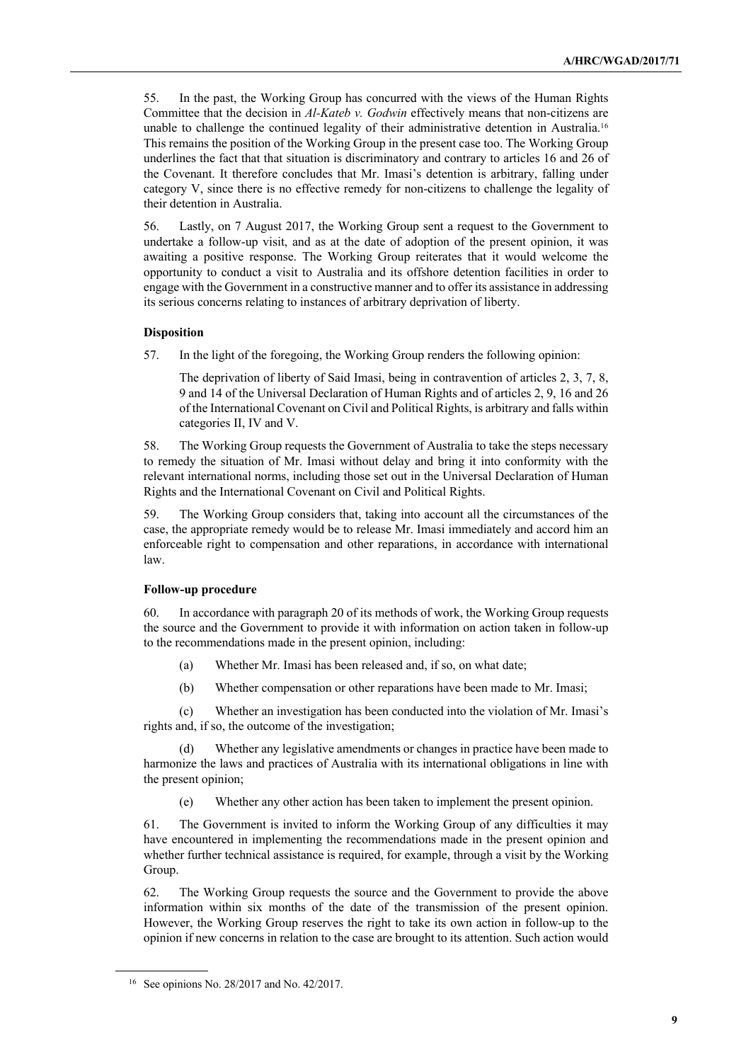55. In the past, the Working Group has concurred with the views of the Human Rights Committee that the decision in *Al-Kateb v. Godwin* effectively means that non-citizens are unable to challenge the continued legality of their administrative detention in Australia.[16] This remains the position of the Working Group in the present case too. The Working Group underlines the fact that that situation is discriminatory and contrary to articles 16 and 26 of the Covenant. It therefore concludes that Mr. Imasi's detention is arbitrary, falling under category V, since there is no effective remedy for non-citizens to challenge the legality of their detention in Australia.

56. Lastly, on 7 August 2017, the Working Group sent a request to the Government to undertake a follow-up visit, and as at the date of adoption of the present opinion, it was awaiting a positive response. The Working Group reiterates that it would welcome the opportunity to conduct a visit to Australia and its offshore detention facilities in order to engage with the Government in a constructive manner and to offer its assistance in addressing its serious concerns relating to instances of arbitrary deprivation of liberty.

**Disposition**

57. In the light of the foregoing, the Working Group renders the following opinion:

> The deprivation of liberty of Said Imasi, being in contravention of articles 2, 3, 7, 8, 9 and 14 of the Universal Declaration of Human Rights and of articles 2, 9, 16 and 26 of the International Covenant on Civil and Political Rights, is arbitrary and falls within categories II, IV and V.

58. The Working Group requests the Government of Australia to take the steps necessary to remedy the situation of Mr. Imasi without delay and bring it into conformity with the relevant international norms, including those set out in the Universal Declaration of Human Rights and the International Covenant on Civil and Political Rights.

59. The Working Group considers that, taking into account all the circumstances of the case, the appropriate remedy would be to release Mr. Imasi immediately and accord him an enforceable right to compensation and other reparations, in accordance with international law.

**Follow-up procedure**

60. In accordance with paragraph 20 of its methods of work, the Working Group requests the source and the Government to provide it with information on action taken in follow-up to the recommendations made in the present opinion, including:

(a) Whether Mr. Imasi has been released and, if so, on what date;

(b) Whether compensation or other reparations have been made to Mr. Imasi;

(c) Whether an investigation has been conducted into the violation of Mr. Imasi's rights and, if so, the outcome of the investigation;

(d) Whether any legislative amendments or changes in practice have been made to harmonize the laws and practices of Australia with its international obligations in line with the present opinion;

(e) Whether any other action has been taken to implement the present opinion.

61. The Government is invited to inform the Working Group of any difficulties it may have encountered in implementing the recommendations made in the present opinion and whether further technical assistance is required, for example, through a visit by the Working Group.

62. The Working Group requests the source and the Government to provide the above information within six months of the date of the transmission of the present opinion. However, the Working Group reserves the right to take its own action in follow-up to the opinion if new concerns in relation to the case are brought to its attention. Such action would

---

[16] See opinions No. 28/2017 and No. 42/2017.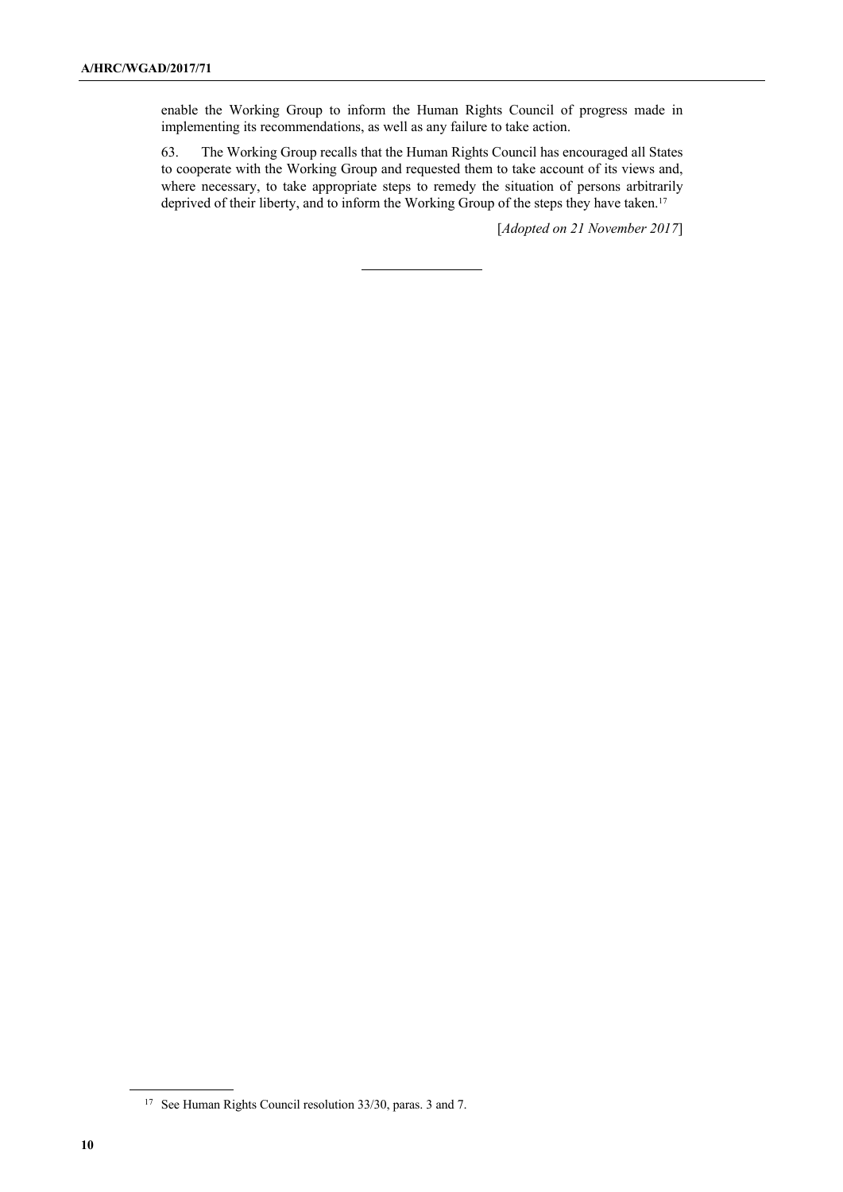enable the Working Group to inform the Human Rights Council of progress made in implementing its recommendations, as well as any failure to take action.

63. The Working Group recalls that the Human Rights Council has encouraged all States to cooperate with the Working Group and requested them to take account of its views and, where necessary, to take appropriate steps to remedy the situation of persons arbitrarily deprived of their liberty, and to inform the Working Group of the steps they have taken.[17]

[*Adopted on 21 November 2017*]

---

[17] See Human Rights Council resolution 33/30, paras. 3 and 7.